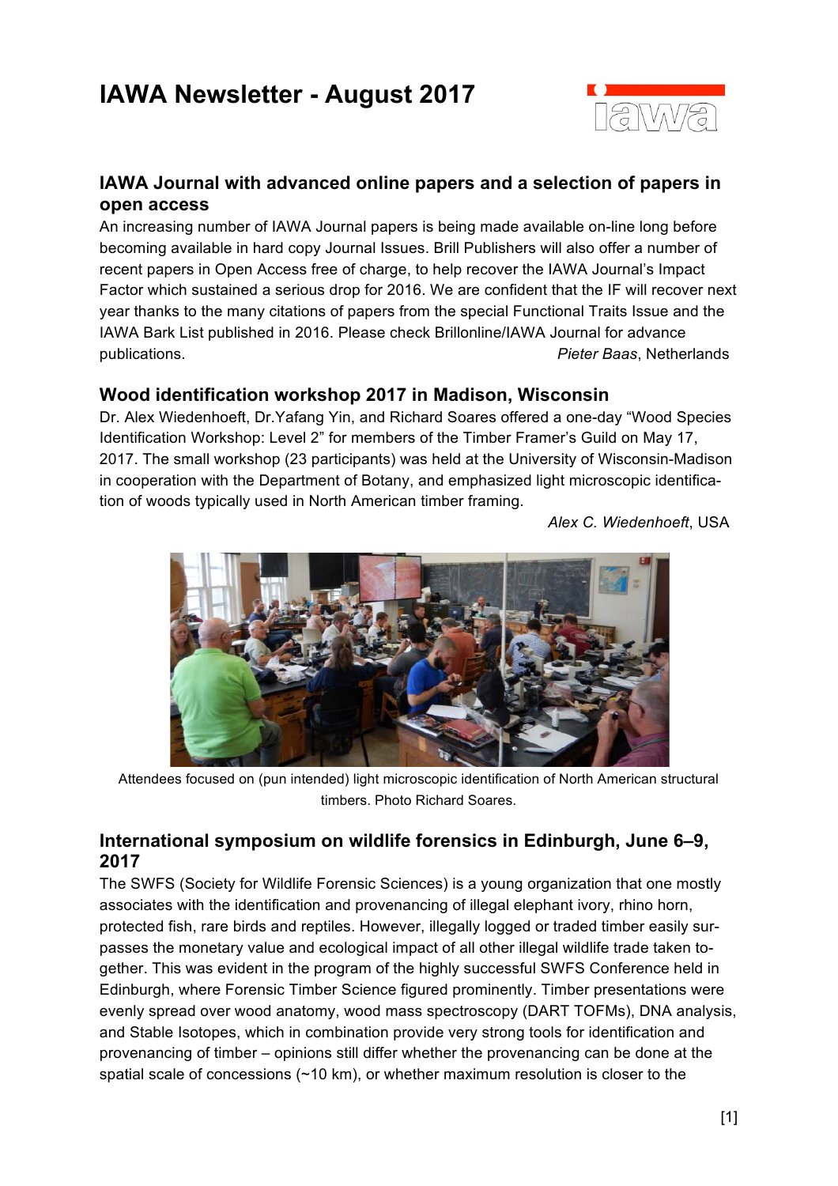# IAWA Newsletter - August 2017

## IAWA Journal with advanced online papers and a selection of papers in open access

An increasing number of IAWA Journal papers is being made available on-line long before becoming available in hard copy Journal Issues. Brill Publishers will also offer a number of recent papers in Open Access free of charge, to help recover the IAWA Journal's Impact Factor which sustained a serious drop for 2016. We are confident that the IF will recover next year thanks to the many citations of papers from the special Functional Traits Issue and the IAWA Bark List published in 2016. Please check Brillonline/IAWA Journal for advance publications.

*Pieter Baas*, Netherlands

## Wood identification workshop 2017 in Madison, Wisconsin

Dr. Alex Wiedenhoeft, Dr.Yafang Yin, and Richard Soares offered a one-day "Wood Species Identification Workshop: Level 2" for members of the Timber Framer's Guild on May 17, 2017. The small workshop (23 participants) was held at the University of Wisconsin-Madison in cooperation with the Department of Botany, and emphasized light microscopic identification of woods typically used in North American timber framing.

*Alex C. Wiedenhoeft*, USA

Attendees focused on (pun intended) light microscopic identification of North American structural timbers. Photo Richard Soares.

## International symposium on wildlife forensics in Edinburgh, June 6–9, 2017

The SWFS (Society for Wildlife Forensic Sciences) is a young organization that one mostly associates with the identification and provenancing of illegal elephant ivory, rhino horn, protected fish, rare birds and reptiles. However, illegally logged or traded timber easily surpasses the monetary value and ecological impact of all other illegal wildlife trade taken together. This was evident in the program of the highly successful SWFS Conference held in Edinburgh, where Forensic Timber Science figured prominently. Timber presentations were evenly spread over wood anatomy, wood mass spectroscopy (DART TOFMs), DNA analysis, and Stable Isotopes, which in combination provide very strong tools for identification and provenancing of timber – opinions still differ whether the provenancing can be done at the spatial scale of concessions (~10 km), or whether maximum resolution is closer to the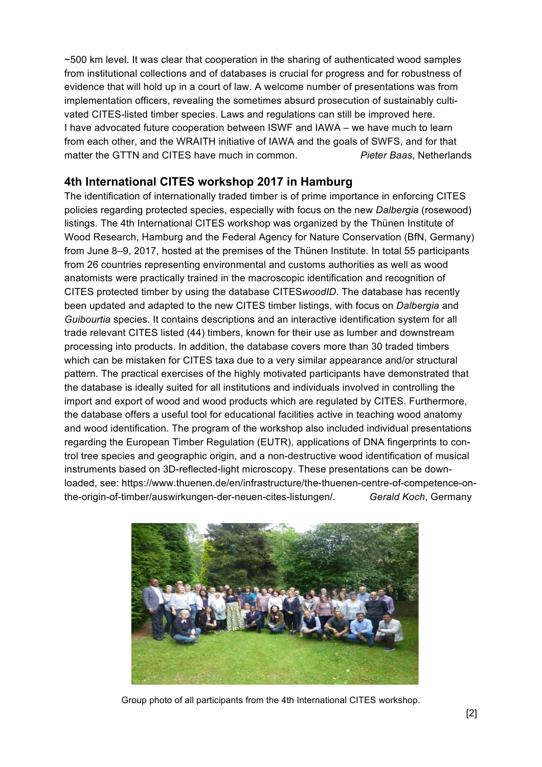~500 km level. It was clear that cooperation in the sharing of authenticated wood samples from institutional collections and of databases is crucial for progress and for robustness of evidence that will hold up in a court of law. A welcome number of presentations was from implementation officers, revealing the sometimes absurd prosecution of sustainably cultivated CITES-listed timber species. Laws and regulations can still be improved here.
I have advocated future cooperation between ISWF and IAWA – we have much to learn from each other, and the WRAITH initiative of IAWA and the goals of SWFS, and for that matter the GTTN and CITES have much in common. *Pieter Baas*, Netherlands

## 4th International CITES workshop 2017 in Hamburg

The identification of internationally traded timber is of prime importance in enforcing CITES policies regarding protected species, especially with focus on the new *Dalbergia* (rosewood) listings. The 4th International CITES workshop was organized by the Thünen Institute of Wood Research, Hamburg and the Federal Agency for Nature Conservation (BfN, Germany) from June 8–9, 2017, hosted at the premises of the Thünen Institute. In total 55 participants from 26 countries representing environmental and customs authorities as well as wood anatomists were practically trained in the macroscopic identification and recognition of CITES protected timber by using the database CITES*woodID*. The database has recently been updated and adapted to the new CITES timber listings, with focus on *Dalbergia* and *Guibourtia* species. It contains descriptions and an interactive identification system for all trade relevant CITES listed (44) timbers, known for their use as lumber and downstream processing into products. In addition, the database covers more than 30 traded timbers which can be mistaken for CITES taxa due to a very similar appearance and/or structural pattern. The practical exercises of the highly motivated participants have demonstrated that the database is ideally suited for all institutions and individuals involved in controlling the import and export of wood and wood products which are regulated by CITES. Furthermore, the database offers a useful tool for educational facilities active in teaching wood anatomy and wood identification. The program of the workshop also included individual presentations regarding the European Timber Regulation (EUTR), applications of DNA fingerprints to control tree species and geographic origin, and a non-destructive wood identification of musical instruments based on 3D-reflected-light microscopy. These presentations can be downloaded, see: https://www.thuenen.de/en/infrastructure/the-thuenen-centre-of-competence-on-the-origin-of-timber/auswirkungen-der-neuen-cites-listungen/. *Gerald Koch*, Germany

Group photo of all participants from the 4th International CITES workshop.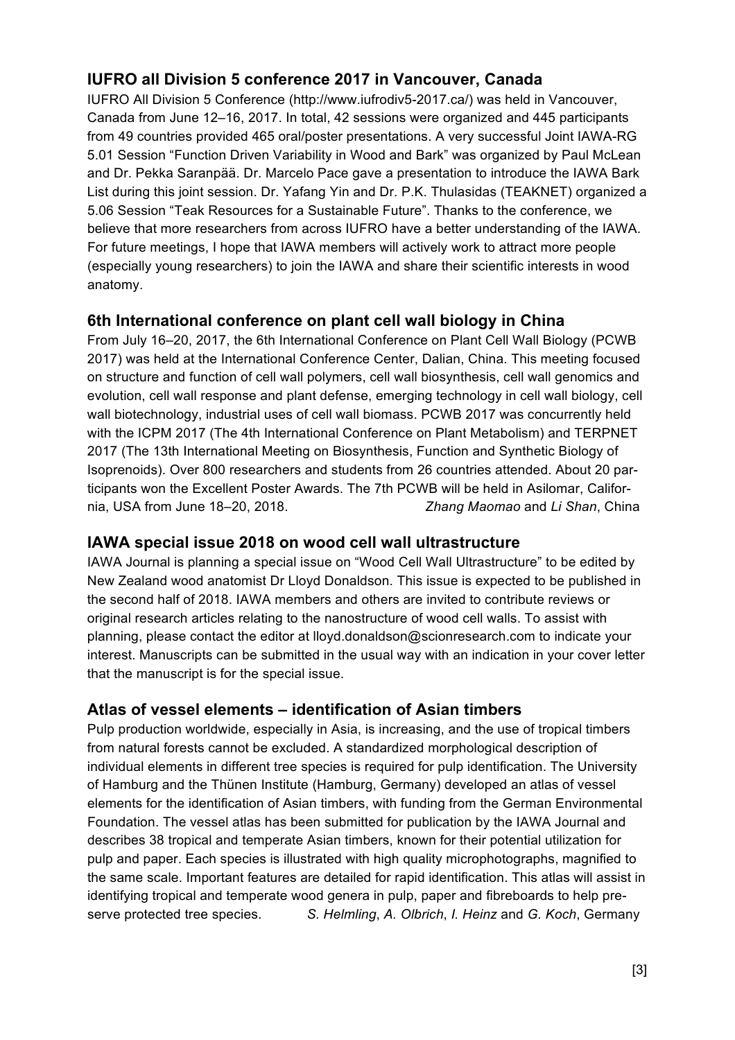## IUFRO all Division 5 conference 2017 in Vancouver, Canada

IUFRO All Division 5 Conference (http://www.iufrodiv5-2017.ca/) was held in Vancouver, Canada from June 12–16, 2017. In total, 42 sessions were organized and 445 participants from 49 countries provided 465 oral/poster presentations. A very successful Joint IAWA-RG 5.01 Session "Function Driven Variability in Wood and Bark" was organized by Paul McLean and Dr. Pekka Saranpää. Dr. Marcelo Pace gave a presentation to introduce the IAWA Bark List during this joint session. Dr. Yafang Yin and Dr. P.K. Thulasidas (TEAKNET) organized a 5.06 Session "Teak Resources for a Sustainable Future". Thanks to the conference, we believe that more researchers from across IUFRO have a better understanding of the IAWA. For future meetings, I hope that IAWA members will actively work to attract more people (especially young researchers) to join the IAWA and share their scientific interests in wood anatomy.

## 6th International conference on plant cell wall biology in China

From July 16–20, 2017, the 6th International Conference on Plant Cell Wall Biology (PCWB 2017) was held at the International Conference Center, Dalian, China. This meeting focused on structure and function of cell wall polymers, cell wall biosynthesis, cell wall genomics and evolution, cell wall response and plant defense, emerging technology in cell wall biology, cell wall biotechnology, industrial uses of cell wall biomass. PCWB 2017 was concurrently held with the ICPM 2017 (The 4th International Conference on Plant Metabolism) and TERPNET 2017 (The 13th International Meeting on Biosynthesis, Function and Synthetic Biology of Isoprenoids). Over 800 researchers and students from 26 countries attended. About 20 participants won the Excellent Poster Awards. The 7th PCWB will be held in Asilomar, California, USA from June 18–20, 2018. *Zhang Maomao* and *Li Shan*, China

## IAWA special issue 2018 on wood cell wall ultrastructure

IAWA Journal is planning a special issue on "Wood Cell Wall Ultrastructure" to be edited by New Zealand wood anatomist Dr Lloyd Donaldson. This issue is expected to be published in the second half of 2018. IAWA members and others are invited to contribute reviews or original research articles relating to the nanostructure of wood cell walls. To assist with planning, please contact the editor at lloyd.donaldson@scionresearch.com to indicate your interest. Manuscripts can be submitted in the usual way with an indication in your cover letter that the manuscript is for the special issue.

## Atlas of vessel elements – identification of Asian timbers

Pulp production worldwide, especially in Asia, is increasing, and the use of tropical timbers from natural forests cannot be excluded. A standardized morphological description of individual elements in different tree species is required for pulp identification. The University of Hamburg and the Thünen Institute (Hamburg, Germany) developed an atlas of vessel elements for the identification of Asian timbers, with funding from the German Environmental Foundation. The vessel atlas has been submitted for publication by the IAWA Journal and describes 38 tropical and temperate Asian timbers, known for their potential utilization for pulp and paper. Each species is illustrated with high quality microphotographs, magnified to the same scale. Important features are detailed for rapid identification. This atlas will assist in identifying tropical and temperate wood genera in pulp, paper and fibreboards to help preserve protected tree species. *S. Helmling*, *A. Olbrich*, *I. Heinz* and *G. Koch*, Germany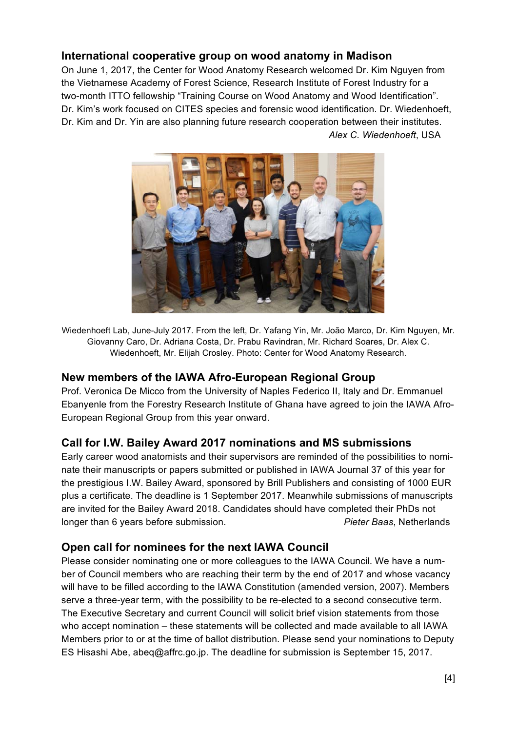## International cooperative group on wood anatomy in Madison

On June 1, 2017, the Center for Wood Anatomy Research welcomed Dr. Kim Nguyen from the Vietnamese Academy of Forest Science, Research Institute of Forest Industry for a two-month ITTO fellowship "Training Course on Wood Anatomy and Wood Identification". Dr. Kim's work focused on CITES species and forensic wood identification. Dr. Wiedenhoeft, Dr. Kim and Dr. Yin are also planning future research cooperation between their institutes.

*Alex C. Wiedenhoeft*, USA

Wiedenhoeft Lab, June-July 2017. From the left, Dr. Yafang Yin, Mr. João Marco, Dr. Kim Nguyen, Mr. Giovanny Caro, Dr. Adriana Costa, Dr. Prabu Ravindran, Mr. Richard Soares, Dr. Alex C. Wiedenhoeft, Mr. Elijah Crosley. Photo: Center for Wood Anatomy Research.

## New members of the IAWA Afro-European Regional Group

Prof. Veronica De Micco from the University of Naples Federico II, Italy and Dr. Emmanuel Ebanyenle from the Forestry Research Institute of Ghana have agreed to join the IAWA Afro-European Regional Group from this year onward.

## Call for I.W. Bailey Award 2017 nominations and MS submissions

Early career wood anatomists and their supervisors are reminded of the possibilities to nominate their manuscripts or papers submitted or published in IAWA Journal 37 of this year for the prestigious I.W. Bailey Award, sponsored by Brill Publishers and consisting of 1000 EUR plus a certificate. The deadline is 1 September 2017. Meanwhile submissions of manuscripts are invited for the Bailey Award 2018. Candidates should have completed their PhDs not longer than 6 years before submission.

*Pieter Baas*, Netherlands

## Open call for nominees for the next IAWA Council

Please consider nominating one or more colleagues to the IAWA Council. We have a number of Council members who are reaching their term by the end of 2017 and whose vacancy will have to be filled according to the IAWA Constitution (amended version, 2007). Members serve a three-year term, with the possibility to be re-elected to a second consecutive term. The Executive Secretary and current Council will solicit brief vision statements from those who accept nomination – these statements will be collected and made available to all IAWA Members prior to or at the time of ballot distribution. Please send your nominations to Deputy ES Hisashi Abe, abeq@affrc.go.jp. The deadline for submission is September 15, 2017.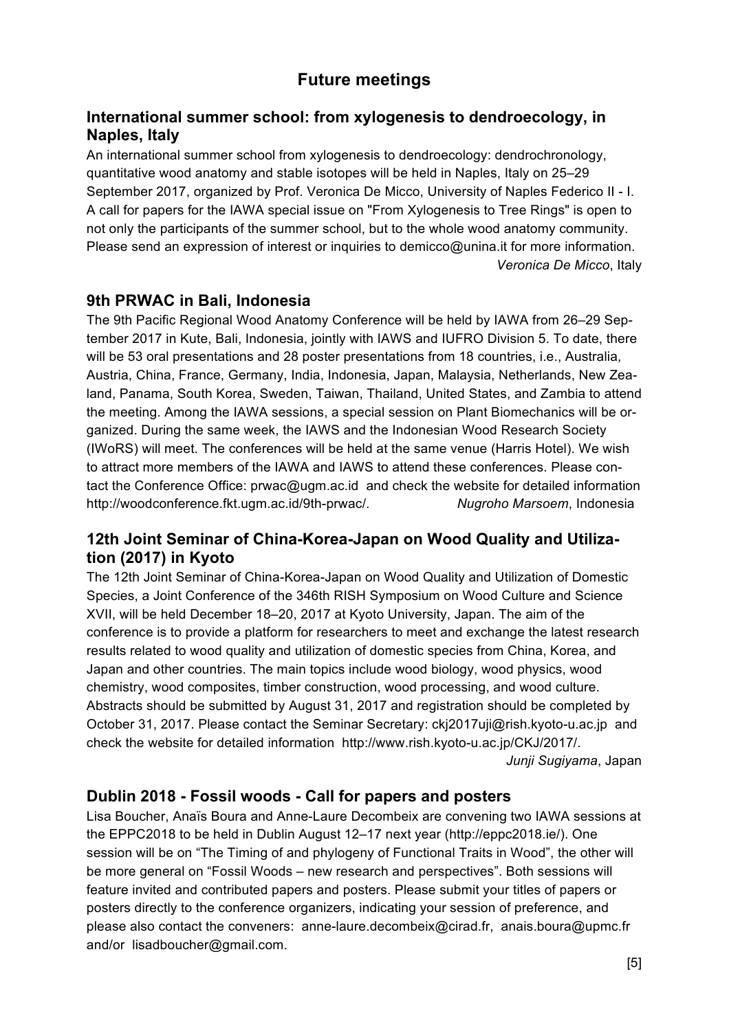# Future meetings

## International summer school: from xylogenesis to dendroecology, in Naples, Italy

An international summer school from xylogenesis to dendroecology: dendrochronology, quantitative wood anatomy and stable isotopes will be held in Naples, Italy on 25–29 September 2017, organized by Prof. Veronica De Micco, University of Naples Federico II - I. A call for papers for the IAWA special issue on "From Xylogenesis to Tree Rings" is open to not only the participants of the summer school, but to the whole wood anatomy community. Please send an expression of interest or inquiries to demicco@unina.it for more information.

*Veronica De Micco*, Italy

## 9th PRWAC in Bali, Indonesia

The 9th Pacific Regional Wood Anatomy Conference will be held by IAWA from 26–29 September 2017 in Kute, Bali, Indonesia, jointly with IAWS and IUFRO Division 5. To date, there will be 53 oral presentations and 28 poster presentations from 18 countries, i.e., Australia, Austria, China, France, Germany, India, Indonesia, Japan, Malaysia, Netherlands, New Zealand, Panama, South Korea, Sweden, Taiwan, Thailand, United States, and Zambia to attend the meeting. Among the IAWA sessions, a special session on Plant Biomechanics will be organized. During the same week, the IAWS and the Indonesian Wood Research Society (IWoRS) will meet. The conferences will be held at the same venue (Harris Hotel). We wish to attract more members of the IAWA and IAWS to attend these conferences. Please contact the Conference Office: prwac@ugm.ac.id and check the website for detailed information http://woodconference.fkt.ugm.ac.id/9th-prwac/.

*Nugroho Marsoem*, Indonesia

## 12th Joint Seminar of China-Korea-Japan on Wood Quality and Utilization (2017) in Kyoto

The 12th Joint Seminar of China-Korea-Japan on Wood Quality and Utilization of Domestic Species, a Joint Conference of the 346th RISH Symposium on Wood Culture and Science XVII, will be held December 18–20, 2017 at Kyoto University, Japan. The aim of the conference is to provide a platform for researchers to meet and exchange the latest research results related to wood quality and utilization of domestic species from China, Korea, and Japan and other countries. The main topics include wood biology, wood physics, wood chemistry, wood composites, timber construction, wood processing, and wood culture. Abstracts should be submitted by August 31, 2017 and registration should be completed by October 31, 2017. Please contact the Seminar Secretary: ckj2017uji@rish.kyoto-u.ac.jp and check the website for detailed information http://www.rish.kyoto-u.ac.jp/CKJ/2017/.

*Junji Sugiyama*, Japan

## Dublin 2018 - Fossil woods - Call for papers and posters

Lisa Boucher, Anaïs Boura and Anne-Laure Decombeix are convening two IAWA sessions at the EPPC2018 to be held in Dublin August 12–17 next year (http://eppc2018.ie/). One session will be on "The Timing of and phylogeny of Functional Traits in Wood", the other will be more general on "Fossil Woods – new research and perspectives". Both sessions will feature invited and contributed papers and posters. Please submit your titles of papers or posters directly to the conference organizers, indicating your session of preference, and please also contact the conveners: anne-laure.decombeix@cirad.fr, anais.boura@upmc.fr and/or lisadboucher@gmail.com.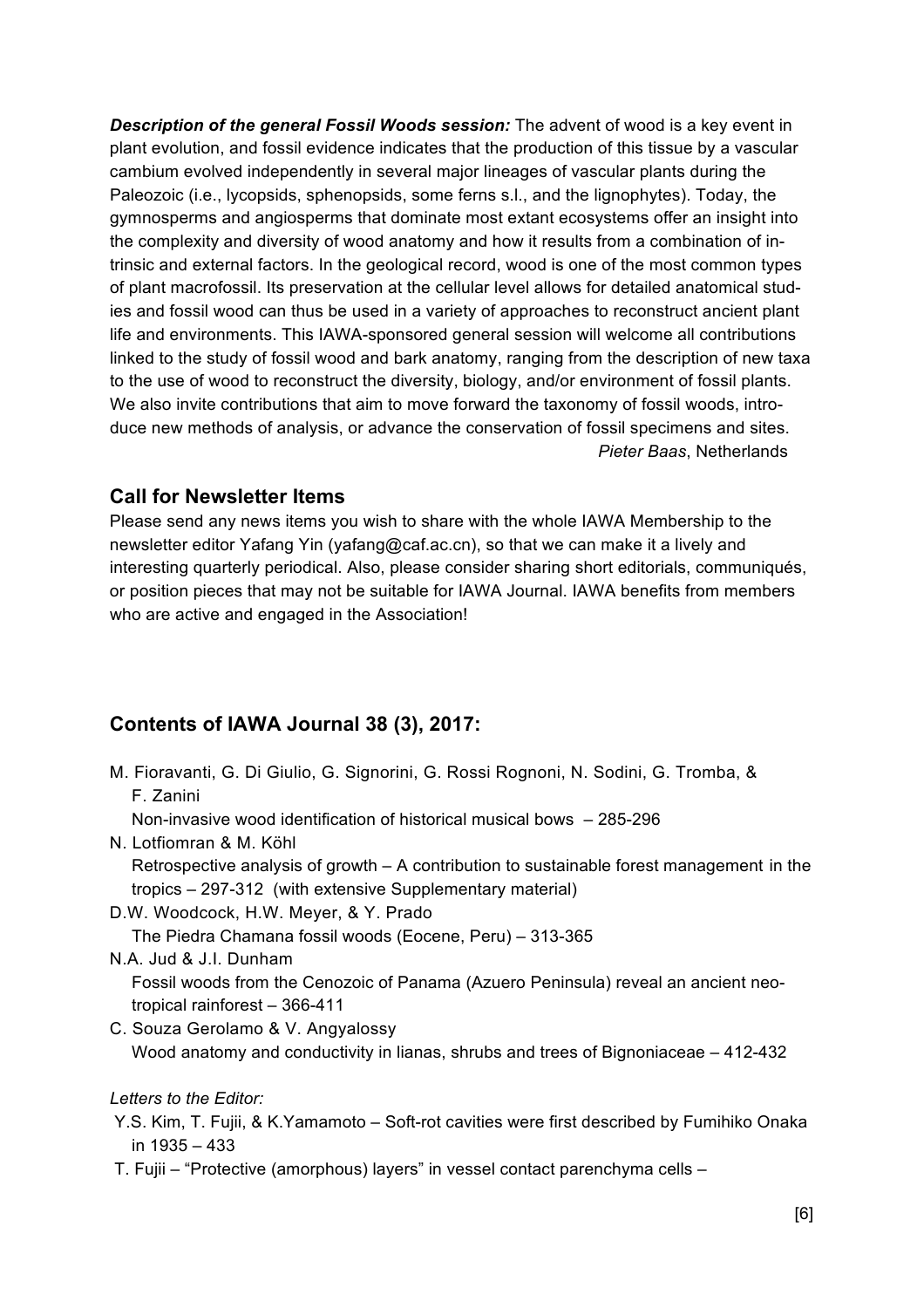***Description of the general Fossil Woods session:*** The advent of wood is a key event in plant evolution, and fossil evidence indicates that the production of this tissue by a vascular cambium evolved independently in several major lineages of vascular plants during the Paleozoic (i.e., lycopsids, sphenopsids, some ferns s.l., and the lignophytes). Today, the gymnosperms and angiosperms that dominate most extant ecosystems offer an insight into the complexity and diversity of wood anatomy and how it results from a combination of intrinsic and external factors. In the geological record, wood is one of the most common types of plant macrofossil. Its preservation at the cellular level allows for detailed anatomical studies and fossil wood can thus be used in a variety of approaches to reconstruct ancient plant life and environments. This IAWA-sponsored general session will welcome all contributions linked to the study of fossil wood and bark anatomy, ranging from the description of new taxa to the use of wood to reconstruct the diversity, biology, and/or environment of fossil plants. We also invite contributions that aim to move forward the taxonomy of fossil woods, introduce new methods of analysis, or advance the conservation of fossil specimens and sites.

*Pieter Baas*, Netherlands

## Call for Newsletter Items

Please send any news items you wish to share with the whole IAWA Membership to the newsletter editor Yafang Yin (yafang@caf.ac.cn), so that we can make it a lively and interesting quarterly periodical. Also, please consider sharing short editorials, communiqués, or position pieces that may not be suitable for IAWA Journal. IAWA benefits from members who are active and engaged in the Association!

## Contents of IAWA Journal 38 (3), 2017:

M. Fioravanti, G. Di Giulio, G. Signorini, G. Rossi Rognoni, N. Sodini, G. Tromba, & F. Zanini
Non-invasive wood identification of historical musical bows – 285-296

N. Lotfiomran & M. Köhl
Retrospective analysis of growth – A contribution to sustainable forest management in the tropics – 297-312 (with extensive Supplementary material)

D.W. Woodcock, H.W. Meyer, & Y. Prado
The Piedra Chamana fossil woods (Eocene, Peru) – 313-365

N.A. Jud & J.I. Dunham
Fossil woods from the Cenozoic of Panama (Azuero Peninsula) reveal an ancient neotropical rainforest – 366-411

C. Souza Gerolamo & V. Angyalossy
Wood anatomy and conductivity in lianas, shrubs and trees of Bignoniaceae – 412-432

*Letters to the Editor:*

Y.S. Kim, T. Fujii, & K.Yamamoto – Soft-rot cavities were first described by Fumihiko Onaka in 1935 – 433

T. Fujii – "Protective (amorphous) layers" in vessel contact parenchyma cells –